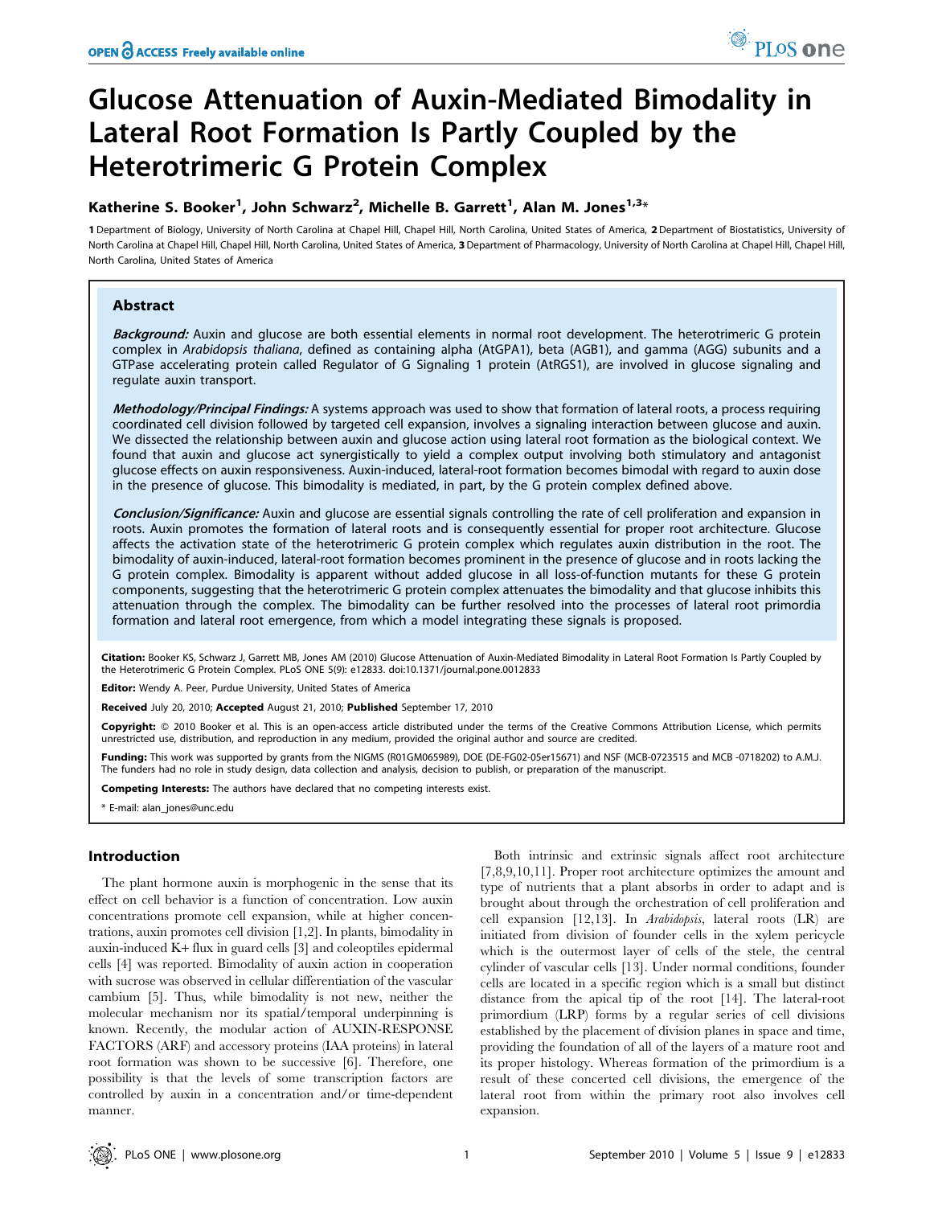# Glucose Attenuation of Auxin-Mediated Bimodality in Lateral Root Formation Is Partly Coupled by the Heterotrimeric G Protein Complex

**Katherine S. Booker[1], John Schwarz[2], Michelle B. Garrett[1], Alan M. Jones[1,3]***

1 Department of Biology, University of North Carolina at Chapel Hill, Chapel Hill, North Carolina, United States of America, 2 Department of Biostatistics, University of North Carolina at Chapel Hill, Chapel Hill, North Carolina, United States of America, 3 Department of Pharmacology, University of North Carolina at Chapel Hill, Chapel Hill, North Carolina, United States of America

## Abstract

***Background:*** Auxin and glucose are both essential elements in normal root development. The heterotrimeric G protein complex in *Arabidopsis thaliana*, defined as containing alpha (AtGPA1), beta (AGB1), and gamma (AGG) subunits and a GTPase accelerating protein called Regulator of G Signaling 1 protein (AtRGS1), are involved in glucose signaling and regulate auxin transport.

***Methodology/Principal Findings:*** A systems approach was used to show that formation of lateral roots, a process requiring coordinated cell division followed by targeted cell expansion, involves a signaling interaction between glucose and auxin. We dissected the relationship between auxin and glucose action using lateral root formation as the biological context. We found that auxin and glucose act synergistically to yield a complex output involving both stimulatory and antagonist glucose effects on auxin responsiveness. Auxin-induced, lateral-root formation becomes bimodal with regard to auxin dose in the presence of glucose. This bimodality is mediated, in part, by the G protein complex defined above.

***Conclusion/Significance:*** Auxin and glucose are essential signals controlling the rate of cell proliferation and expansion in roots. Auxin promotes the formation of lateral roots and is consequently essential for proper root architecture. Glucose affects the activation state of the heterotrimeric G protein complex which regulates auxin distribution in the root. The bimodality of auxin-induced, lateral-root formation becomes prominent in the presence of glucose and in roots lacking the G protein complex. Bimodality is apparent without added glucose in all loss-of-function mutants for these G protein components, suggesting that the heterotrimeric G protein complex attenuates the bimodality and that glucose inhibits this attenuation through the complex. The bimodality can be further resolved into the processes of lateral root primordia formation and lateral root emergence, from which a model integrating these signals is proposed.

**Citation:** Booker KS, Schwarz J, Garrett MB, Jones AM (2010) Glucose Attenuation of Auxin-Mediated Bimodality in Lateral Root Formation Is Partly Coupled by the Heterotrimeric G Protein Complex. PLoS ONE 5(9): e12833. doi:10.1371/journal.pone.0012833

**Editor:** Wendy A. Peer, Purdue University, United States of America

**Received** July 20, 2010; **Accepted** August 21, 2010; **Published** September 17, 2010

**Copyright:** © 2010 Booker et al. This is an open-access article distributed under the terms of the Creative Commons Attribution License, which permits unrestricted use, distribution, and reproduction in any medium, provided the original author and source are credited.

**Funding:** This work was supported by grants from the NIGMS (R01GM065989), DOE (DE-FG02-05er15671) and NSF (MCB-0723515 and MCB -0718202) to A.M.J. The funders had no role in study design, data collection and analysis, decision to publish, or preparation of the manuscript.

**Competing Interests:** The authors have declared that no competing interests exist.

\* E-mail: alan_jones@unc.edu

## Introduction

The plant hormone auxin is morphogenic in the sense that its effect on cell behavior is a function of concentration. Low auxin concentrations promote cell expansion, while at higher concentrations, auxin promotes cell division [1,2]. In plants, bimodality in auxin-induced K+ flux in guard cells [3] and coleoptiles epidermal cells [4] was reported. Bimodality of auxin action in cooperation with sucrose was observed in cellular differentiation of the vascular cambium [5]. Thus, while bimodality is not new, neither the molecular mechanism nor its spatial/temporal underpinning is known. Recently, the modular action of AUXIN-RESPONSE FACTORS (ARF) and accessory proteins (IAA proteins) in lateral root formation was shown to be successive [6]. Therefore, one possibility is that the levels of some transcription factors are controlled by auxin in a concentration and/or time-dependent manner.

Both intrinsic and extrinsic signals affect root architecture [7,8,9,10,11]. Proper root architecture optimizes the amount and type of nutrients that a plant absorbs in order to adapt and is brought about through the orchestration of cell proliferation and cell expansion [12,13]. In *Arabidopsis*, lateral roots (LR) are initiated from division of founder cells in the xylem pericycle which is the outermost layer of cells of the stele, the central cylinder of vascular cells [13]. Under normal conditions, founder cells are located in a specific region which is a small but distinct distance from the apical tip of the root [14]. The lateral-root primordium (LRP) forms by a regular series of cell divisions established by the placement of division planes in space and time, providing the foundation of all of the layers of a mature root and its proper histology. Whereas formation of the primordium is a result of these concerted cell divisions, the emergence of the lateral root from within the primary root also involves cell expansion.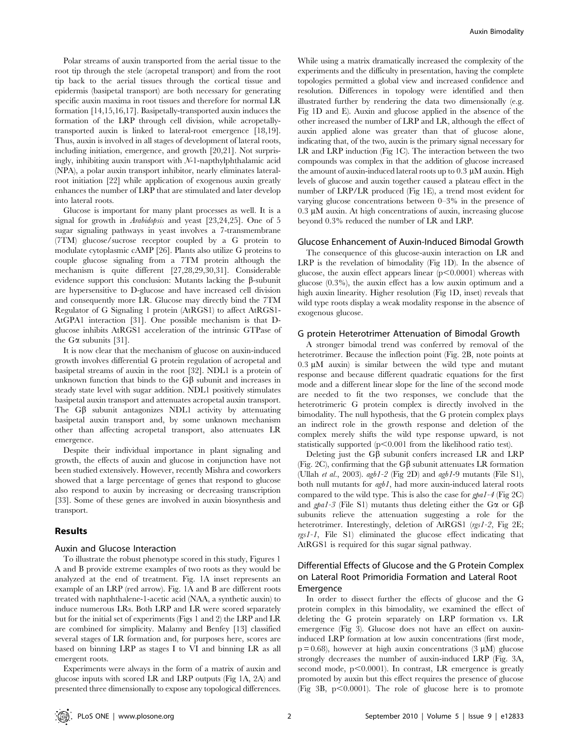Polar streams of auxin transported from the aerial tissue to the root tip through the stele (acropetal transport) and from the root tip back to the aerial tissues through the cortical tissue and epidermis (basipetal transport) are both necessary for generating specific auxin maxima in root tissues and therefore for normal LR formation [14,15,16,17]. Basipetally-transported auxin induces the formation of the LRP through cell division, while acropetally-transported auxin is linked to lateral-root emergence [18,19]. Thus, auxin is involved in all stages of development of lateral roots, including initiation, emergence, and growth [20,21]. Not surprisingly, inhibiting auxin transport with *N*-1-napthylphthalamic acid (NPA), a polar auxin transport inhibitor, nearly eliminates lateral-root initiation [22] while application of exogenous auxin greatly enhances the number of LRP that are stimulated and later develop into lateral roots.

Glucose is important for many plant processes as well. It is a signal for growth in *Arabidopsis* and yeast [23,24,25]. One of 5 sugar signaling pathways in yeast involves a 7-transmembrane (7TM) glucose/sucrose receptor coupled by a G protein to modulate cytoplasmic cAMP [26]. Plants also utilize G proteins to couple glucose signaling from a 7TM protein although the mechanism is quite different [27,28,29,30,31]. Considerable evidence support this conclusion: Mutants lacking the β-subunit are hypersensitive to D-glucose and have increased cell division and consequently more LR. Glucose may directly bind the 7TM Regulator of G Signaling 1 protein (AtRGS1) to affect AtRGS1-AtGPA1 interaction [31]. One possible mechanism is that D-glucose inhibits AtRGS1 acceleration of the intrinsic GTPase of the Gα subunits [31].

It is now clear that the mechanism of glucose on auxin-induced growth involves differential G protein regulation of acropetal and basipetal streams of auxin in the root [32]. NDL1 is a protein of unknown function that binds to the Gβ subunit and increases in steady state level with sugar addition. NDL1 positively stimulates basipetal auxin transport and attenuates acropetal auxin transport. The Gβ subunit antagonizes NDL1 activity by attenuating basipetal auxin transport and, by some unknown mechanism other than affecting acropetal transport, also attenuates LR emergence.

Despite their individual importance in plant signaling and growth, the effects of auxin and glucose in conjunction have not been studied extensively. However, recently Mishra and coworkers showed that a large percentage of genes that respond to glucose also respond to auxin by increasing or decreasing transcription [33]. Some of these genes are involved in auxin biosynthesis and transport.

## Results

### Auxin and Glucose Interaction

To illustrate the robust phenotype scored in this study, Figures 1 A and B provide extreme examples of two roots as they would be analyzed at the end of treatment. Fig. 1A inset represents an example of an LRP (red arrow). Fig. 1A and B are different roots treated with naphthalene-1-acetic acid (NAA, a synthetic auxin) to induce numerous LRs. Both LRP and LR were scored separately but for the initial set of experiments (Figs 1 and 2) the LRP and LR are combined for simplicity. Malamy and Benfey [13] classified several stages of LR formation and, for purposes here, scores are based on binning LRP as stages I to VI and binning LR as all emergent roots.

Experiments were always in the form of a matrix of auxin and glucose inputs with scored LR and LRP outputs (Fig 1A, 2A) and presented three dimensionally to expose any topological differences. While using a matrix dramatically increased the complexity of the experiments and the difficulty in presentation, having the complete topologies permitted a global view and increased confidence and resolution. Differences in topology were identified and then illustrated further by rendering the data two dimensionally (e.g. Fig 1D and E). Auxin and glucose applied in the absence of the other increased the number of LRP and LR, although the effect of auxin applied alone was greater than that of glucose alone, indicating that, of the two, auxin is the primary signal necessary for LR and LRP induction (Fig 1C). The interaction between the two compounds was complex in that the addition of glucose increased the amount of auxin-induced lateral roots up to 0.3 µM auxin. High levels of glucose and auxin together caused a plateau effect in the number of LRP/LR produced (Fig 1E), a trend most evident for varying glucose concentrations between 0–3% in the presence of 0.3 µM auxin. At high concentrations of auxin, increasing glucose beyond 0.3% reduced the number of LR and LRP.

### Glucose Enhancement of Auxin-Induced Bimodal Growth

The consequence of this glucose-auxin interaction on LR and LRP is the revelation of bimodality (Fig 1D). In the absence of glucose, the auxin effect appears linear ($p<0.0001$) whereas with glucose (0.3%), the auxin effect has a low auxin optimum and a high auxin linearity. Higher resolution (Fig 1D, inset) reveals that wild type roots display a weak modality response in the absence of exogenous glucose.

### G protein Heterotrimer Attenuation of Bimodal Growth

A stronger bimodal trend was conferred by removal of the heterotrimer. Because the inflection point (Fig. 2B, note points at 0.3 µM auxin) is similar between the wild type and mutant response and because different quadratic equations for the first mode and a different linear slope for the line of the second mode are needed to fit the two responses, we conclude that the heterotrimeric G protein complex is directly involved in the bimodality. The null hypothesis, that the G protein complex plays an indirect role in the growth response and deletion of the complex merely shifts the wild type response upward, is not statistically supported ($p<0.001$ from the likelihood ratio test).

Deleting just the Gβ subunit confers increased LR and LRP (Fig. 2C), confirming that the Gβ subunit attenuates LR formation (Ullah *et al.*, 2003). *agb1-2* (Fig 2D) and *agb1-9* mutants (File S1), both null mutants for *agb1*, had more auxin-induced lateral roots compared to the wild type. This is also the case for *gpa1-4* (Fig 2C) and *gpa1-3* (File S1) mutants thus deleting either the Gα or Gβ subunits relieve the attenuation suggesting a role for the heterotrimer. Interestingly, deletion of AtRGS1 (*rgs1-2*, Fig 2E; *rgs1-1*, File S1) eliminated the glucose effect indicating that AtRGS1 is required for this sugar signal pathway.

### Differential Effects of Glucose and the G Protein Complex on Lateral Root Primordia Formation and Lateral Root Emergence

In order to dissect further the effects of glucose and the G protein complex in this bimodality, we examined the effect of deleting the G protein separately on LRP formation vs. LR emergence (Fig 3). Glucose does not have an effect on auxin-induced LRP formation at low auxin concentrations (first mode, $p=0.68$), however at high auxin concentrations (3 µM) glucose strongly decreases the number of auxin-induced LRP (Fig. 3A, second mode, $p<0.0001$). In contrast, LR emergence is greatly promoted by auxin but this effect requires the presence of glucose (Fig 3B, $p<0.0001$). The role of glucose here is to promote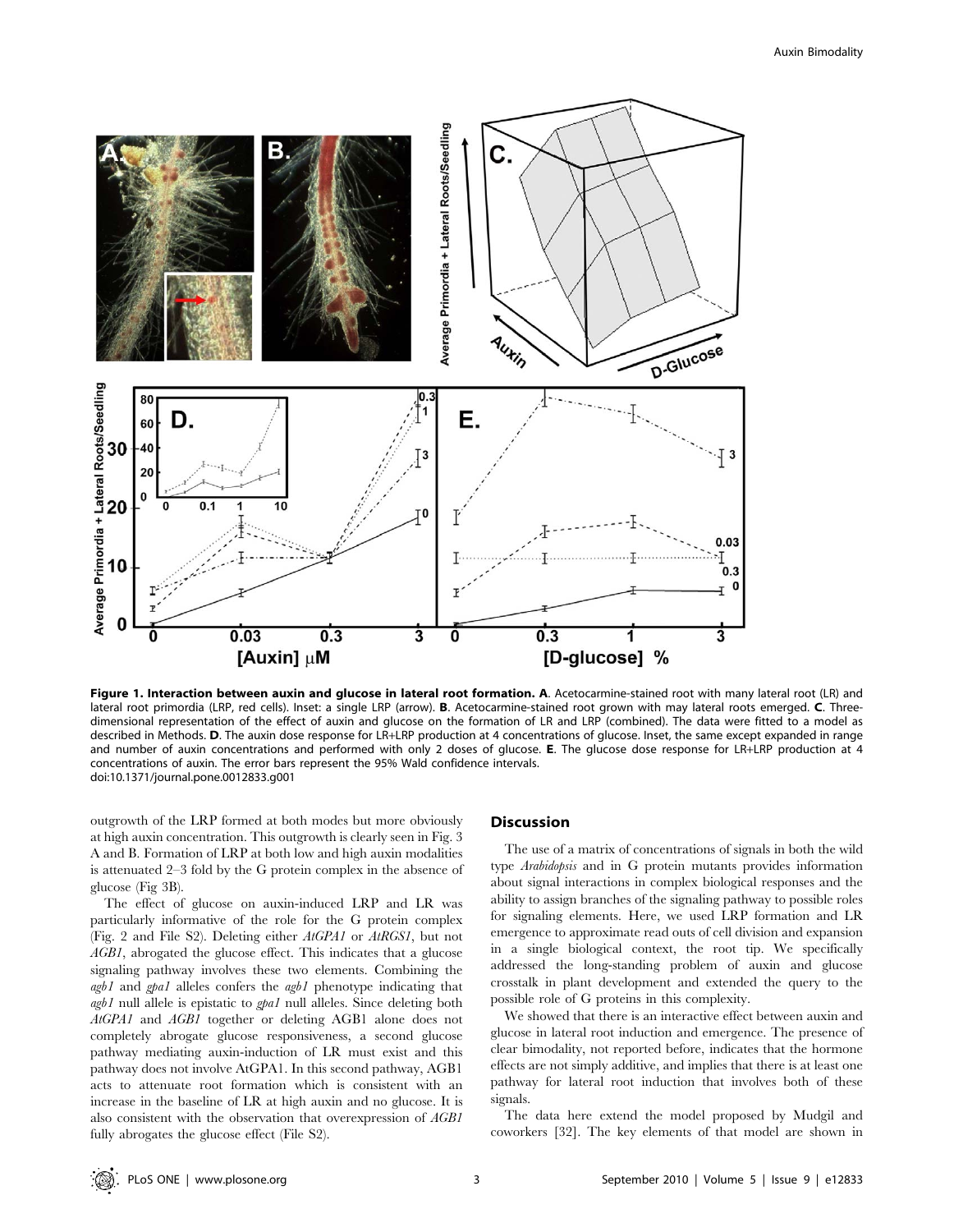A.

B.

C.

Average Primordia + Lateral Roots/Seedling

Auxin

D-Glucose

Average Primordia + Lateral Roots/Seedling

D.

80
60
40
20
0

0 0.1 1 10

30

20

10

0

0 0.03 0.3 3

[Auxin] μM

0.3
1
3
0

E.

3

0.03

0.3

0

0 0.3 1 3

[D-glucose] %

**Figure 1. Interaction between auxin and glucose in lateral root formation. A**. Acetocarmine-stained root with many lateral root (LR) and lateral root primordia (LRP, red cells). Inset: a single LRP (arrow). **B**. Acetocarmine-stained root grown with may lateral roots emerged. **C**. Three-dimensional representation of the effect of auxin and glucose on the formation of LR and LRP (combined). The data were fitted to a model as described in Methods. **D**. The auxin dose response for LR+LRP production at 4 concentrations of glucose. Inset, the same except expanded in range and number of auxin concentrations and performed with only 2 doses of glucose. **E**. The glucose dose response for LR+LRP production at 4 concentrations of auxin. The error bars represent the 95% Wald confidence intervals.
doi:10.1371/journal.pone.0012833.g001

outgrowth of the LRP formed at both modes but more obviously at high auxin concentration. This outgrowth is clearly seen in Fig. 3 A and B. Formation of LRP at both low and high auxin modalities is attenuated 2–3 fold by the G protein complex in the absence of glucose (Fig 3B).

The effect of glucose on auxin-induced LRP and LR was particularly informative of the role for the G protein complex (Fig. 2 and File S2). Deleting either *AtGPA1* or *AtRGS1*, but not *AGB1*, abrogated the glucose effect. This indicates that a glucose signaling pathway involves these two elements. Combining the *agb1* and *gpa1* alleles confers the *agb1* phenotype indicating that *agb1* null allele is epistatic to *gpa1* null alleles. Since deleting both *AtGPA1* and *AGB1* together or deleting AGB1 alone does not completely abrogate glucose responsiveness, a second glucose pathway mediating auxin-induction of LR must exist and this pathway does not involve AtGPA1. In this second pathway, AGB1 acts to attenuate root formation which is consistent with an increase in the baseline of LR at high auxin and no glucose. It is also consistent with the observation that overexpression of *AGB1* fully abrogates the glucose effect (File S2).

## Discussion

The use of a matrix of concentrations of signals in both the wild type *Arabidopsis* and in G protein mutants provides information about signal interactions in complex biological responses and the ability to assign branches of the signaling pathway to possible roles for signaling elements. Here, we used LRP formation and LR emergence to approximate read outs of cell division and expansion in a single biological context, the root tip. We specifically addressed the long-standing problem of auxin and glucose crosstalk in plant development and extended the query to the possible role of G proteins in this complexity.

We showed that there is an interactive effect between auxin and glucose in lateral root induction and emergence. The presence of clear bimodality, not reported before, indicates that the hormone effects are not simply additive, and implies that there is at least one pathway for lateral root induction that involves both of these signals.

The data here extend the model proposed by Mudgil and coworkers [32]. The key elements of that model are shown in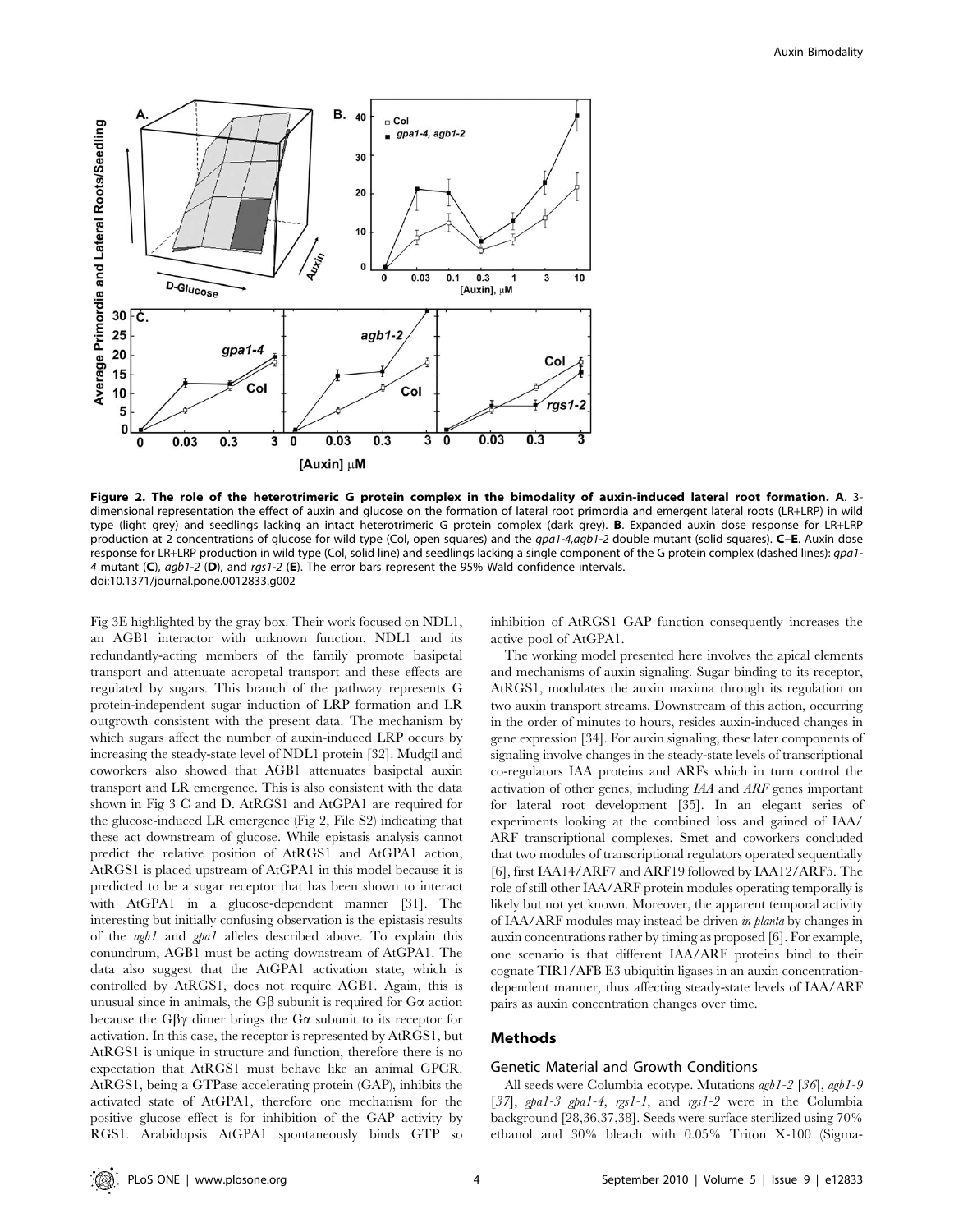A.

Average Primordia and Lateral Roots/Seedling

D-Glucose

Auxin

B.

Col

gpa1-4, agb1-2

40

30

20

10

0

0 0.03 0.1 0.3 1 3 10

[Auxin], μM

C.

30

25

20

15

10

5

0

gpa1-4

Col

0 0.03 0.3 3

agb1-2

Col

0 0.03 0.3 3

Col

rgs1-2

0 0.03 0.3 3

[Auxin] μM

**Figure 2. The role of the heterotrimeric G protein complex in the bimodality of auxin-induced lateral root formation. A**. 3-dimensional representation the effect of auxin and glucose on the formation of lateral root primordia and emergent lateral roots (LR+LRP) in wild type (light grey) and seedlings lacking an intact heterotrimeric G protein complex (dark grey). **B**. Expanded auxin dose response for LR+LRP production at 2 concentrations of glucose for wild type (Col, open squares) and the *gpa1-4,agb1-2* double mutant (solid squares). **C–E**. Auxin dose response for LR+LRP production in wild type (Col, solid line) and seedlings lacking a single component of the G protein complex (dashed lines): *gpa1-4* mutant (**C**), *agb1-2* (**D**), and *rgs1-2* (**E**). The error bars represent the 95% Wald confidence intervals.
doi:10.1371/journal.pone.0012833.g002

Fig 3E highlighted by the gray box. Their work focused on NDL1, an AGB1 interactor with unknown function. NDL1 and its redundantly-acting members of the family promote basipetal transport and attenuate acropetal transport and these effects are regulated by sugars. This branch of the pathway represents G protein-independent sugar induction of LRP formation and LR outgrowth consistent with the present data. The mechanism by which sugars affect the number of auxin-induced LRP occurs by increasing the steady-state level of NDL1 protein [32]. Mudgil and coworkers also showed that AGB1 attenuates basipetal auxin transport and LR emergence. This is also consistent with the data shown in Fig 3 C and D. AtRGS1 and AtGPA1 are required for the glucose-induced LR emergence (Fig 2, File S2) indicating that these act downstream of glucose. While epistasis analysis cannot predict the relative position of AtRGS1 and AtGPA1 action, AtRGS1 is placed upstream of AtGPA1 in this model because it is predicted to be a sugar receptor that has been shown to interact with AtGPA1 in a glucose-dependent manner [31]. The interesting but initially confusing observation is the epistasis results of the *agb1* and *gpa1* alleles described above. To explain this conundrum, AGB1 must be acting downstream of AtGPA1. The data also suggest that the AtGPA1 activation state, which is controlled by AtRGS1, does not require AGB1. Again, this is unusual since in animals, the Gβ subunit is required for Gα action because the Gβγ dimer brings the Gα subunit to its receptor for activation. In this case, the receptor is represented by AtRGS1, but AtRGS1 is unique in structure and function, therefore there is no expectation that AtRGS1 must behave like an animal GPCR. AtRGS1, being a GTPase accelerating protein (GAP), inhibits the activated state of AtGPA1, therefore one mechanism for the positive glucose effect is for inhibition of the GAP activity by RGS1. Arabidopsis AtGPA1 spontaneously binds GTP so inhibition of AtRGS1 GAP function consequently increases the active pool of AtGPA1.

The working model presented here involves the apical elements and mechanisms of auxin signaling. Sugar binding to its receptor, AtRGS1, modulates the auxin maxima through its regulation on two auxin transport streams. Downstream of this action, occurring in the order of minutes to hours, resides auxin-induced changes in gene expression [34]. For auxin signaling, these later components of signaling involve changes in the steady-state levels of transcriptional co-regulators IAA proteins and ARFs which in turn control the activation of other genes, including *IAA* and *ARF* genes important for lateral root development [35]. In an elegant series of experiments looking at the combined loss and gained of IAA/ARF transcriptional complexes, Smet and coworkers concluded that two modules of transcriptional regulators operated sequentially [6], first IAA14/ARF7 and ARF19 followed by IAA12/ARF5. The role of still other IAA/ARF protein modules operating temporally is likely but not yet known. Moreover, the apparent temporal activity of IAA/ARF modules may instead be driven *in planta* by changes in auxin concentrations rather by timing as proposed [6]. For example, one scenario is that different IAA/ARF proteins bind to their cognate TIR1/AFB E3 ubiquitin ligases in an auxin concentration-dependent manner, thus affecting steady-state levels of IAA/ARF pairs as auxin concentration changes over time.

## Methods

### Genetic Material and Growth Conditions

All seeds were Columbia ecotype. Mutations *agb1-2* [36], *agb1-9* [37], *gpa1-3 gpa1-4*, *rgs1-1*, and *rgs1-2* were in the Columbia background [28,36,37,38]. Seeds were surface sterilized using 70% ethanol and 30% bleach with 0.05% Triton X-100 (Sigma-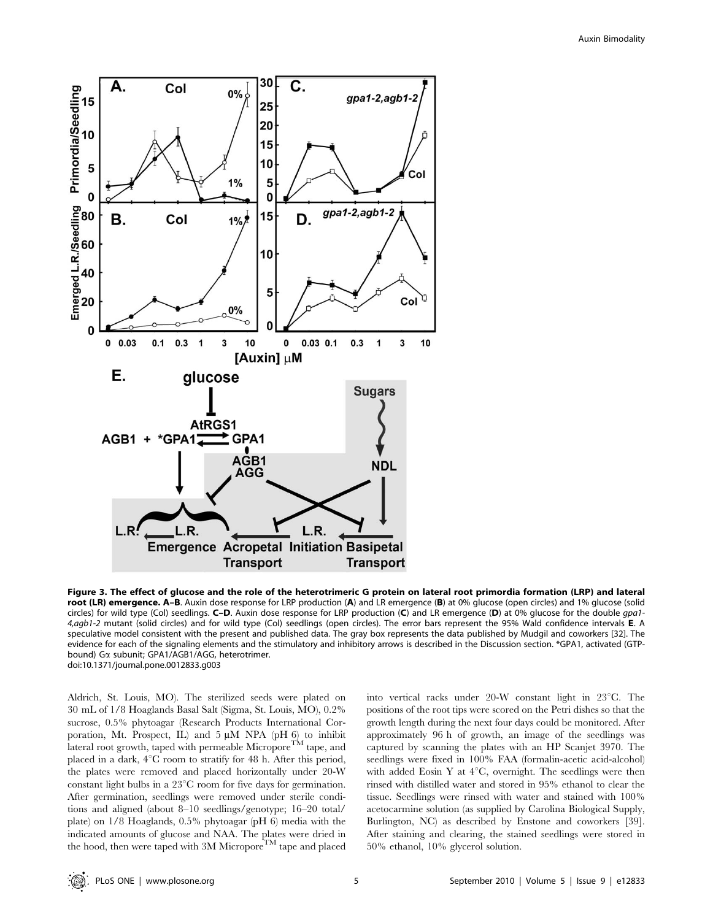A. Col

0%

1%

Primordia/Seedling

15

10

5

0

C. gpa1-2,agb1-2

30

25

20

15

10

5

0

Col

B. Col

1%

0%

Emerged L.R./Seedling

80

60

40

20

0

D. gpa1-2,agb1-2

15

10

5

0

Col

0 0.03 0.1 0.3 1 3 10

0 0.03 0.1 0.3 1 3 10

[Auxin] μM

E. glucose

AtRGS1

AGB1 + *GPA1 GPA1

AGB1

AGG

Sugars

NDL

L.R. L.R. L.R.

Emergence Acropetal Initiation Basipetal

Transport Transport

**Figure 3. The effect of glucose and the role of the heterotrimeric G protein on lateral root primordia formation (LRP) and lateral root (LR) emergence. A–B**. Auxin dose response for LRP production (**A**) and LR emergence (**B**) at 0% glucose (open circles) and 1% glucose (solid circles) for wild type (Col) seedlings. **C–D**. Auxin dose response for LRP production (**C**) and LR emergence (**D**) at 0% glucose for the double *gpa1-4,agb1-2* mutant (solid circles) and for wild type (Col) seedlings (open circles). The error bars represent the 95% Wald confidence intervals **E**. A speculative model consistent with the present and published data. The gray box represents the data published by Mudgil and coworkers [32]. The evidence for each of the signaling elements and the stimulatory and inhibitory arrows is described in the Discussion section. *GPA1, activated (GTP-bound) Gα subunit; GPA1/AGB1/AGG, heterotrimer.
doi:10.1371/journal.pone.0012833.g003

Aldrich, St. Louis, MO). The sterilized seeds were plated on 30 mL of 1/8 Hoaglands Basal Salt (Sigma, St. Louis, MO), 0.2% sucrose, 0.5% phytoagar (Research Products International Corporation, Mt. Prospect, IL) and 5 μM NPA (pH 6) to inhibit lateral root growth, taped with permeable Micropore™ tape, and placed in a dark, 4°C room to stratify for 48 h. After this period, the plates were removed and placed horizontally under 20-W constant light bulbs in a 23°C room for five days for germination. After germination, seedlings were removed under sterile conditions and aligned (about 8–10 seedlings/genotype; 16–20 total/plate) on 1/8 Hoaglands, 0.5% phytoagar (pH 6) media with the indicated amounts of glucose and NAA. The plates were dried in the hood, then were taped with 3M Micropore™ tape and placed into vertical racks under 20-W constant light in 23°C. The positions of the root tips were scored on the Petri dishes so that the growth length during the next four days could be monitored. After approximately 96 h of growth, an image of the seedlings was captured by scanning the plates with an HP Scanjet 3970. The seedlings were fixed in 100% FAA (formalin-acetic acid-alcohol) with added Eosin Y at 4°C, overnight. The seedlings were then rinsed with distilled water and stored in 95% ethanol to clear the tissue. Seedlings were rinsed with water and stained with 100% acetocarmine solution (as supplied by Carolina Biological Supply, Burlington, NC) as described by Enstone and coworkers [39]. After staining and clearing, the stained seedlings were stored in 50% ethanol, 10% glycerol solution.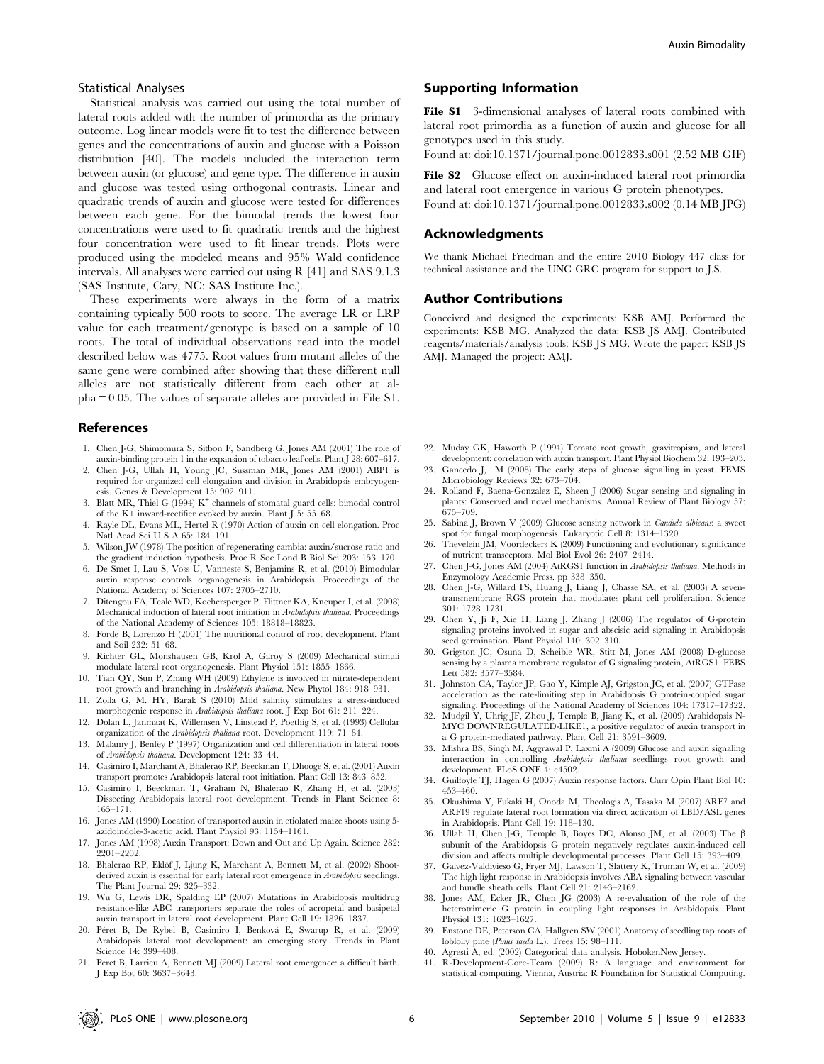### Statistical Analyses

Statistical analysis was carried out using the total number of lateral roots added with the number of primordia as the primary outcome. Log linear models were fit to test the difference between genes and the concentrations of auxin and glucose with a Poisson distribution [40]. The models included the interaction term between auxin (or glucose) and gene type. The difference in auxin and glucose was tested using orthogonal contrasts. Linear and quadratic trends of auxin and glucose were tested for differences between each gene. For the bimodal trends the lowest four concentrations were used to fit quadratic trends and the highest four concentration were used to fit linear trends. Plots were produced using the modeled means and 95% Wald confidence intervals. All analyses were carried out using R [41] and SAS 9.1.3 (SAS Institute, Cary, NC: SAS Institute Inc.).

These experiments were always in the form of a matrix containing typically 500 roots to score. The average LR or LRP value for each treatment/genotype is based on a sample of 10 roots. The total of individual observations read into the model described below was 4775. Root values from mutant alleles of the same gene were combined after showing that these different null alleles are not statistically different from each other at alpha = 0.05. The values of separate alleles are provided in File S1.

## Supporting Information

**File S1** 3-dimensional analyses of lateral roots combined with lateral root primordia as a function of auxin and glucose for all genotypes used in this study.
Found at: doi:10.1371/journal.pone.0012833.s001 (2.52 MB GIF)

**File S2** Glucose effect on auxin-induced lateral root primordia and lateral root emergence in various G protein phenotypes.
Found at: doi:10.1371/journal.pone.0012833.s002 (0.14 MB JPG)

## Acknowledgments

We thank Michael Friedman and the entire 2010 Biology 447 class for technical assistance and the UNC GRC program for support to J.S.

## Author Contributions

Conceived and designed the experiments: KSB AMJ. Performed the experiments: KSB MG. Analyzed the data: KSB JS AMJ. Contributed reagents/materials/analysis tools: KSB JS MG. Wrote the paper: KSB JS AMJ. Managed the project: AMJ.

## References

1. Chen J-G, Shimomura S, Sitbon F, Sandberg G, Jones AM (2001) The role of auxin-binding protein 1 in the expansion of tobacco leaf cells. Plant J 28: 607–617.
2. Chen J-G, Ullah H, Young JC, Sussman MR, Jones AM (2001) ABP1 is required for organized cell elongation and division in Arabidopsis embryogenesis. Genes & Development 15: 902–911.
3. Blatt MR, Thiel G (1994) $K^+$ channels of stomatal guard cells: bimodal control of the K+ inward-rectifier evoked by auxin. Plant J 5: 55–68.
4. Rayle DL, Evans ML, Hertel R (1970) Action of auxin on cell elongation. Proc Natl Acad Sci U S A 65: 184–191.
5. Wilson JW (1978) The position of regenerating cambia: auxin/sucrose ratio and the gradient induction hypothesis. Proc R Soc Lond B Biol Sci 203: 153–170.
6. De Smet I, Lau S, Voss U, Vanneste S, Benjamins R, et al. (2010) Bimodular auxin response controls organogenesis in Arabidopsis. Proceedings of the National Academy of Sciences 107: 2705–2710.
7. Ditengou FA, Teale WD, Kochersperger P, Flittner KA, Kneuper I, et al. (2008) Mechanical induction of lateral root initiation in *Arabidopsis thaliana*. Proceedings of the National Academy of Sciences 105: 18818–18823.
8. Forde B, Lorenzo H (2001) The nutritional control of root development. Plant and Soil 232: 51–68.
9. Richter GL, Monshausen GB, Krol A, Gilroy S (2009) Mechanical stimuli modulate lateral root organogenesis. Plant Physiol 151: 1855–1866.
10. Tian QY, Sun P, Zhang WH (2009) Ethylene is involved in nitrate-dependent root growth and branching in *Arabidopsis thaliana*. New Phytol 184: 918–931.
11. Zolla G, M. HY, Barak S (2010) Mild salinity stimulates a stress-induced morphogenic response in *Arabidopsis thaliana* root. J Exp Bot 61: 211–224.
12. Dolan L, Janmaat K, Willemsen V, Linstead P, Poethig S, et al. (1993) Cellular organization of the *Arabidopsis thaliana* root. Development 119: 71–84.
13. Malamy J, Benfey P (1997) Organization and cell differentiation in lateral roots of *Arabidopsis thaliana*. Development 124: 33–44.
14. Casimiro I, Marchant A, Bhalerao RP, Beeckman T, Dhooge S, et al. (2001) Auxin transport promotes Arabidopsis lateral root initiation. Plant Cell 13: 843–852.
15. Casimiro I, Beeckman T, Graham N, Bhalerao R, Zhang H, et al. (2003) Dissecting Arabidopsis lateral root development. Trends in Plant Science 8: 165–171.
16. Jones AM (1990) Location of transported auxin in etiolated maize shoots using 5-azidoindole-3-acetic acid. Plant Physiol 93: 1154–1161.
17. Jones AM (1998) Auxin Transport: Down and Out and Up Again. Science 282: 2201–2202.
18. Bhalerao RP, Eklöf J, Ljung K, Marchant A, Bennett M, et al. (2002) Shoot-derived auxin is essential for early lateral root emergence in *Arabidopsis* seedlings. The Plant Journal 29: 325–332.
19. Wu G, Lewis DR, Spalding EP (2007) Mutations in Arabidopsis multidrug resistance-like ABC transporters separate the roles of acropetal and basipetal auxin transport in lateral root development. Plant Cell 19: 1826–1837.
20. Péret B, De Rybel B, Casimiro I, Benková E, Swarup R, et al. (2009) Arabidopsis lateral root development: an emerging story. Trends in Plant Science 14: 399–408.
21. Peret B, Larrieu A, Bennett MJ (2009) Lateral root emergence: a difficult birth. J Exp Bot 60: 3637–3643.
22. Muday GK, Haworth P (1994) Tomato root growth, gravitropism, and lateral development: correlation with auxin transport. Plant Physiol Biochem 32: 193–203.
23. Gancedo J, M (2008) The early steps of glucose signalling in yeast. FEMS Microbiology Reviews 32: 673–704.
24. Rolland F, Baena-Gonzalez E, Sheen J (2006) Sugar sensing and signaling in plants: Conserved and novel mechanisms. Annual Review of Plant Biology 57: 675–709.
25. Sabina J, Brown V (2009) Glucose sensing network in *Candida albicans*: a sweet spot for fungal morphogenesis. Eukaryotic Cell 8: 1314–1320.
26. Thevelein JM, Voordeckers K (2009) Functioning and evolutionary significance of nutrient transceptors. Mol Biol Evol 26: 2407–2414.
27. Chen J-G, Jones AM (2004) AtRGS1 function in *Arabidopsis thaliana*. Methods in Enzymology Academic Press. pp 338–350.
28. Chen J-G, Willard FS, Huang J, Liang J, Chasse SA, et al. (2003) A seven-transmembrane RGS protein that modulates plant cell proliferation. Science 301: 1728–1731.
29. Chen Y, Ji F, Xie H, Liang J, Zhang J (2006) The regulator of G-protein signaling proteins involved in sugar and abscisic acid signaling in Arabidopsis seed germination. Plant Physiol 140: 302–310.
30. Grigston JC, Osuna D, Scheible WR, Stitt M, Jones AM (2008) D-glucose sensing by a plasma membrane regulator of G signaling protein, AtRGS1. FEBS Lett 582: 3577–3584.
31. Johnston CA, Taylor JP, Gao Y, Kimple AJ, Grigston JC, et al. (2007) GTPase acceleration as the rate-limiting step in Arabidopsis G protein-coupled sugar signaling. Proceedings of the National Academy of Sciences 104: 17317–17322.
32. Mudgil Y, Uhrig JF, Zhou J, Temple B, Jiang K, et al. (2009) Arabidopsis N-MYC DOWNREGULATED-LIKE1, a positive regulator of auxin transport in a G protein-mediated pathway. Plant Cell 21: 3591–3609.
33. Mishra BS, Singh M, Aggrawal P, Laxmi A (2009) Glucose and auxin signaling interaction in controlling *Arabidopsis thaliana* seedlings root growth and development. PLoS ONE 4: e4502.
34. Guilfoyle TJ, Hagen G (2007) Auxin response factors. Curr Opin Plant Biol 10: 453–460.
35. Okushima Y, Fukaki H, Onoda M, Theologis A, Tasaka M (2007) ARF7 and ARF19 regulate lateral root formation via direct activation of LBD/ASL genes in Arabidopsis. Plant Cell 19: 118–130.
36. Ullah H, Chen J-G, Temple B, Boyes DC, Alonso JM, et al. (2003) The β subunit of the Arabidopsis G protein negatively regulates auxin-induced cell division and affects multiple developmental processes. Plant Cell 15: 393–409.
37. Galvez-Valdivieso G, Fryer MJ, Lawson T, Slattery K, Truman W, et al. (2009) The high light response in Arabidopsis involves ABA signaling between vascular and bundle sheath cells. Plant Cell 21: 2143–2162.
38. Jones AM, Ecker JR, Chen JG (2003) A re-evaluation of the role of the heterotrimeric G protein in coupling light responses in Arabidopsis. Plant Physiol 131: 1623–1627.
39. Enstone DE, Peterson CA, Hallgren SW (2001) Anatomy of seedling tap roots of loblolly pine (*Pinus taeda* L.). Trees 15: 98–111.
40. Agresti A, ed. (2002) Categorical data analysis. HobokenNew Jersey.
41. R-Development-Core-Team (2009) R: A language and environment for statistical computing. Vienna, Austria: R Foundation for Statistical Computing.